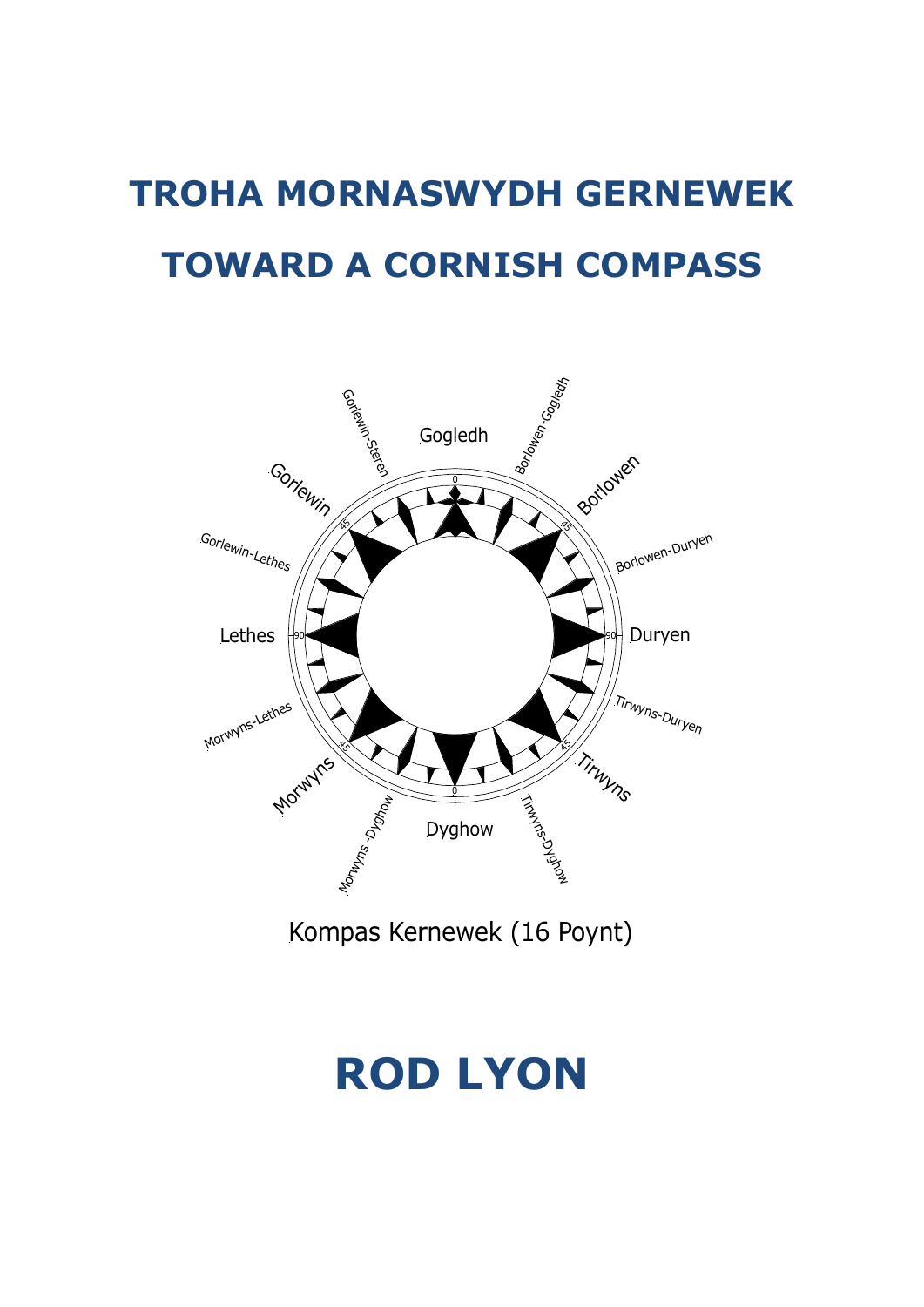# TROHA MORNASWYDH GERNEWEK

# TOWARD A CORNISH COMPASS

Gogledh

Borlowen-Gogledh

Borlowen

Borlowen-Duryen

Duryen

Tirwyns-Duryen

Tirwyns

Tirwyns-Dyghow

Dyghow

Morwyns -Dyghow

Morwyns

Morwyns-Lethes

Lethes

Gorlewin-Lethes

Gorlewin

Gorlewin-Steren

Kompas Kernewek (16 Poynt)

## ROD LYON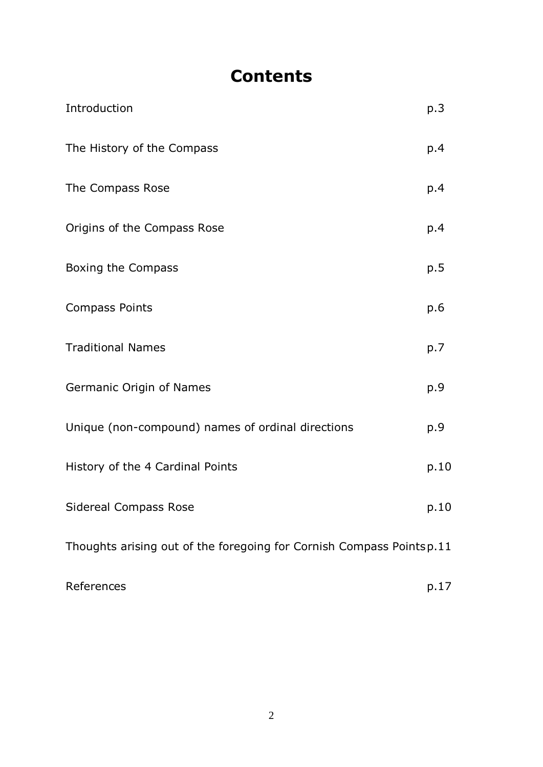# Contents

| | |
|---|---|
| Introduction | p.3 |
| The History of the Compass | p.4 |
| The Compass Rose | p.4 |
| Origins of the Compass Rose | p.4 |
| Boxing the Compass | p.5 |
| Compass Points | p.6 |
| Traditional Names | p.7 |
| Germanic Origin of Names | p.9 |
| Unique (non-compound) names of ordinal directions | p.9 |
| History of the 4 Cardinal Points | p.10 |
| Sidereal Compass Rose | p.10 |
| Thoughts arising out of the foregoing for Cornish Compass Points | p.11 |
| References | p.17 |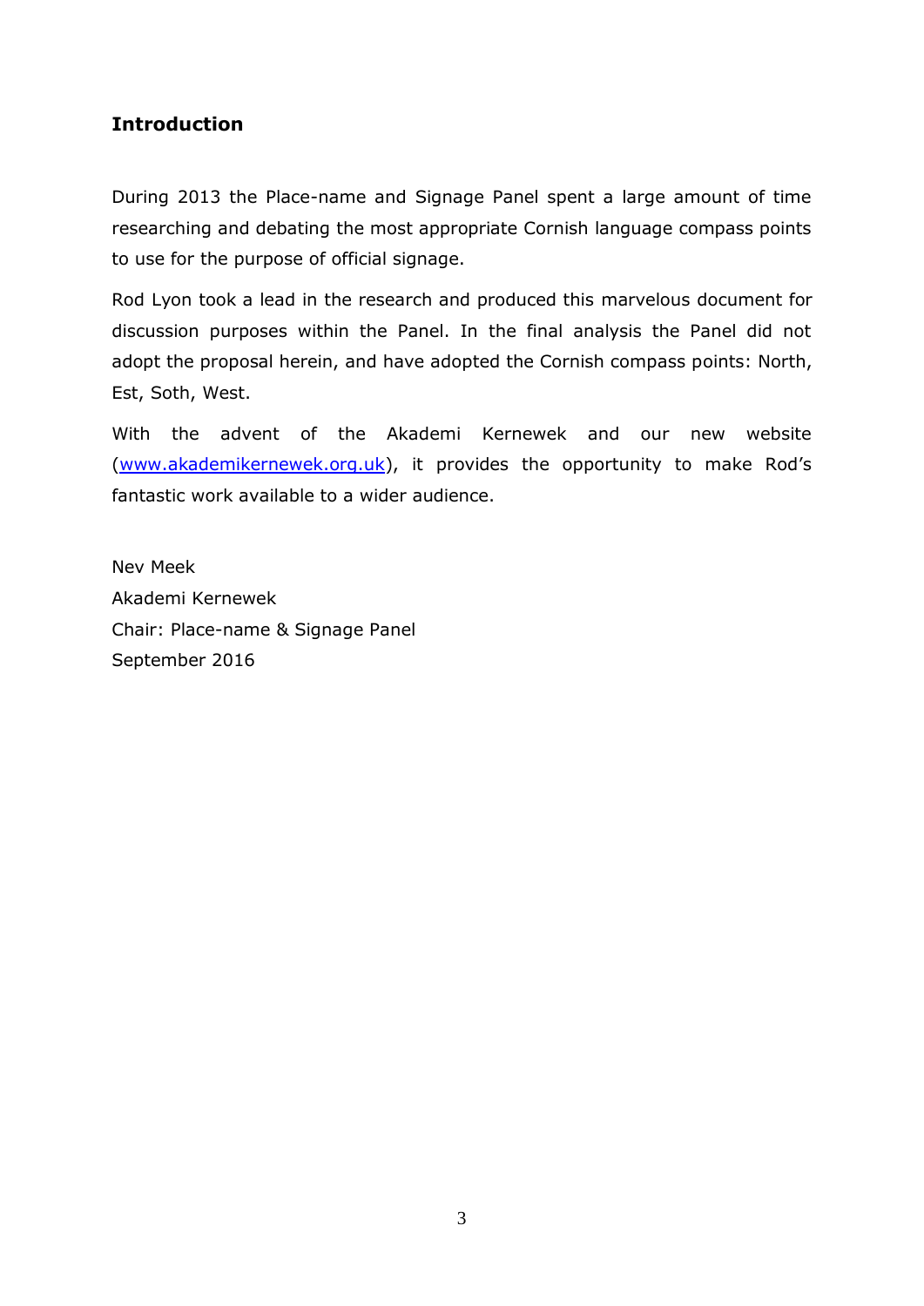## Introduction

During 2013 the Place-name and Signage Panel spent a large amount of time researching and debating the most appropriate Cornish language compass points to use for the purpose of official signage.

Rod Lyon took a lead in the research and produced this marvelous document for discussion purposes within the Panel. In the final analysis the Panel did not adopt the proposal herein, and have adopted the Cornish compass points: North, Est, Soth, West.

With the advent of the Akademi Kernewek and our new website ([www.akademikernewek.org.uk](http://www.akademikernewek.org.uk)), it provides the opportunity to make Rod's fantastic work available to a wider audience.

Nev Meek
Akademi Kernewek
Chair: Place-name & Signage Panel
September 2016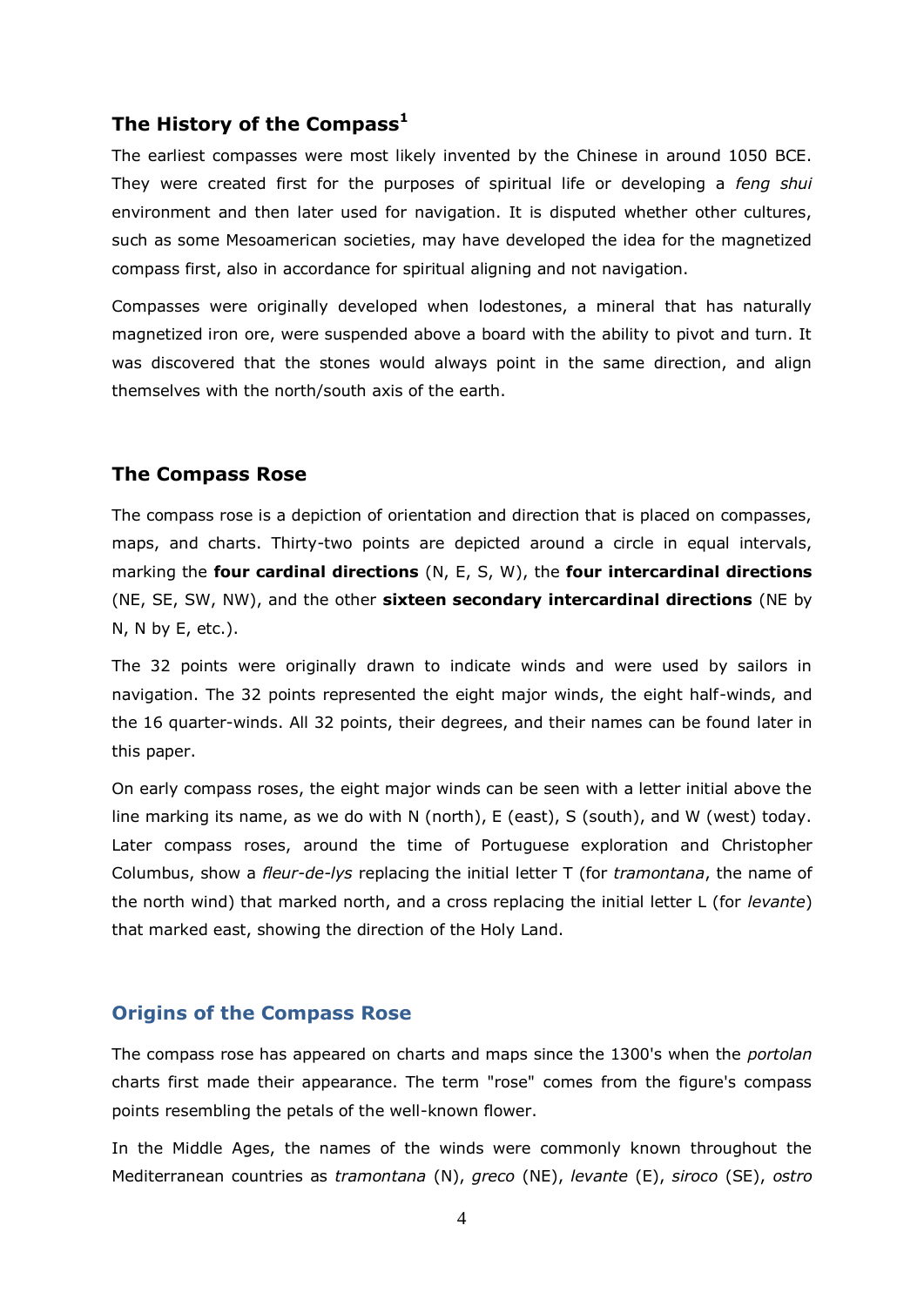## The History of the Compass[1]

The earliest compasses were most likely invented by the Chinese in around 1050 BCE. They were created first for the purposes of spiritual life or developing a *feng shui* environment and then later used for navigation. It is disputed whether other cultures, such as some Mesoamerican societies, may have developed the idea for the magnetized compass first, also in accordance for spiritual aligning and not navigation.

Compasses were originally developed when lodestones, a mineral that has naturally magnetized iron ore, were suspended above a board with the ability to pivot and turn. It was discovered that the stones would always point in the same direction, and align themselves with the north/south axis of the earth.

## The Compass Rose

The compass rose is a depiction of orientation and direction that is placed on compasses, maps, and charts. Thirty-two points are depicted around a circle in equal intervals, marking the **four cardinal directions** (N, E, S, W), the **four intercardinal directions** (NE, SE, SW, NW), and the other **sixteen secondary intercardinal directions** (NE by N, N by E, etc.).

The 32 points were originally drawn to indicate winds and were used by sailors in navigation. The 32 points represented the eight major winds, the eight half-winds, and the 16 quarter-winds. All 32 points, their degrees, and their names can be found later in this paper.

On early compass roses, the eight major winds can be seen with a letter initial above the line marking its name, as we do with N (north), E (east), S (south), and W (west) today. Later compass roses, around the time of Portuguese exploration and Christopher Columbus, show a *fleur-de-lys* replacing the initial letter T (for *tramontana*, the name of the north wind) that marked north, and a cross replacing the initial letter L (for *levante*) that marked east, showing the direction of the Holy Land.

### Origins of the Compass Rose

The compass rose has appeared on charts and maps since the 1300's when the *portolan* charts first made their appearance. The term "rose" comes from the figure's compass points resembling the petals of the well-known flower.

In the Middle Ages, the names of the winds were commonly known throughout the Mediterranean countries as *tramontana* (N), *greco* (NE), *levante* (E), *siroco* (SE), *ostro*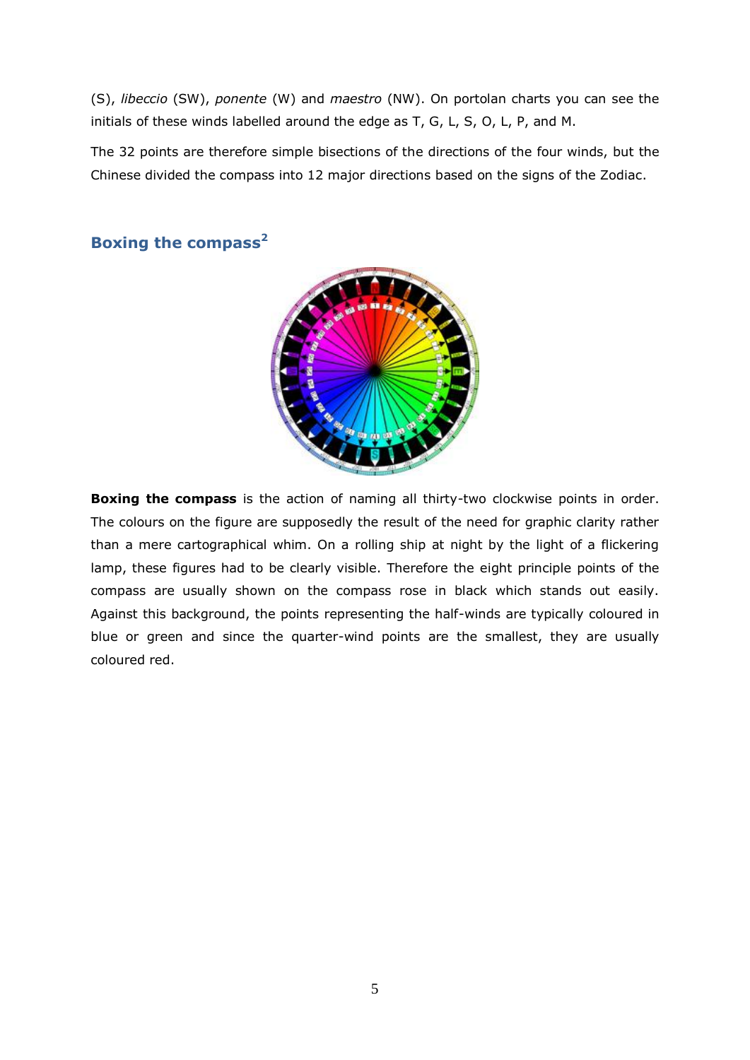(S), *libeccio* (SW), *ponente* (W) and *maestro* (NW). On portolan charts you can see the initials of these winds labelled around the edge as T, G, L, S, O, L, P, and M.

The 32 points are therefore simple bisections of the directions of the four winds, but the Chinese divided the compass into 12 major directions based on the signs of the Zodiac.

## Boxing the compass[2]

**Boxing the compass** is the action of naming all thirty-two clockwise points in order. The colours on the figure are supposedly the result of the need for graphic clarity rather than a mere cartographical whim. On a rolling ship at night by the light of a flickering lamp, these figures had to be clearly visible. Therefore the eight principle points of the compass are usually shown on the compass rose in black which stands out easily. Against this background, the points representing the half-winds are typically coloured in blue or green and since the quarter-wind points are the smallest, they are usually coloured red.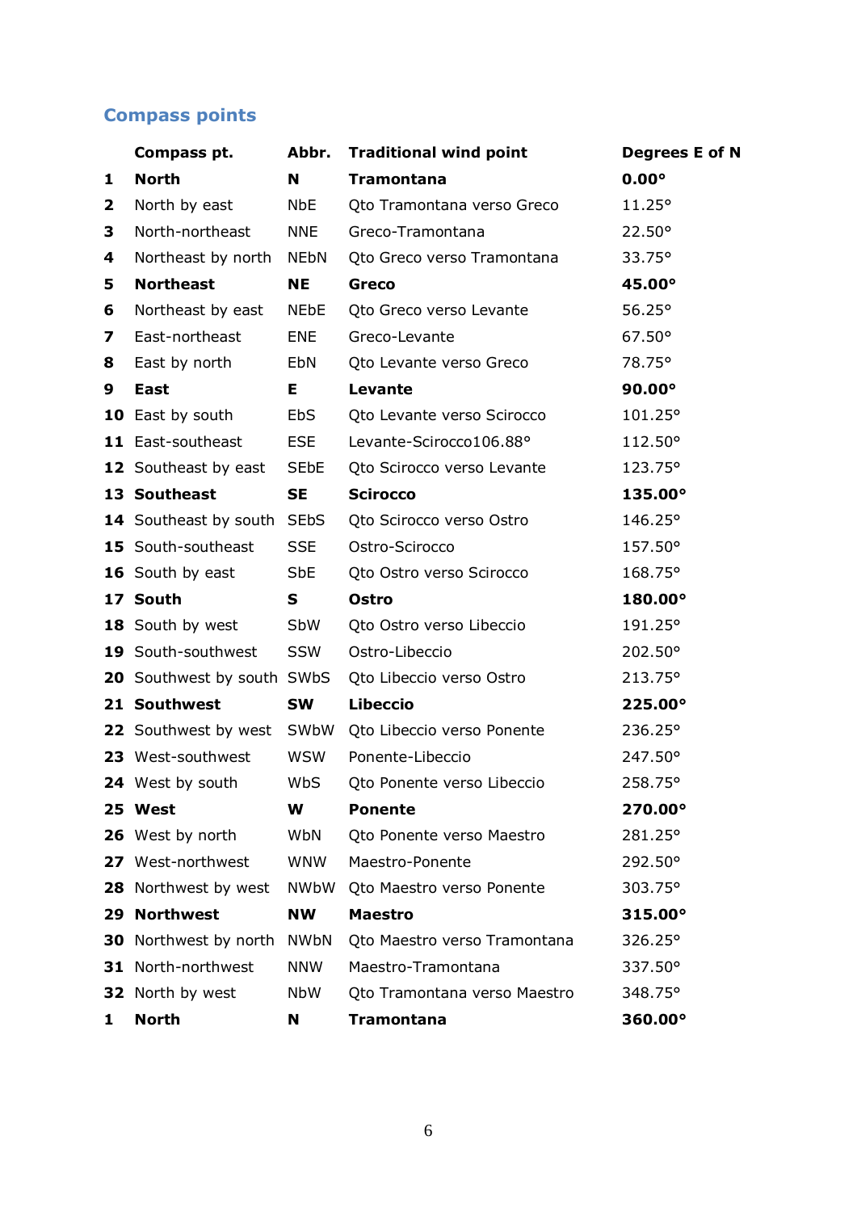## Compass points

| | Compass pt. | Abbr. | Traditional wind point | Degrees E of N |
|---|---|---|---|---|
| 1 | **North** | **N** | **Tramontana** | **0.00°** |
| 2 | North by east | NbE | Qto Tramontana verso Greco | 11.25° |
| 3 | North-northeast | NNE | Greco-Tramontana | 22.50° |
| 4 | Northeast by north | NEbN | Qto Greco verso Tramontana | 33.75° |
| 5 | **Northeast** | **NE** | **Greco** | **45.00°** |
| 6 | Northeast by east | NEbE | Qto Greco verso Levante | 56.25° |
| 7 | East-northeast | ENE | Greco-Levante | 67.50° |
| 8 | East by north | EbN | Qto Levante verso Greco | 78.75° |
| 9 | **East** | **E** | **Levante** | **90.00°** |
| 10 | East by south | EbS | Qto Levante verso Scirocco | 101.25° |
| 11 | East-southeast | ESE | Levante-Scirocco106.88° | 112.50° |
| 12 | Southeast by east | SEbE | Qto Scirocco verso Levante | 123.75° |
| 13 | **Southeast** | **SE** | **Scirocco** | **135.00°** |
| 14 | Southeast by south | SEbS | Qto Scirocco verso Ostro | 146.25° |
| 15 | South-southeast | SSE | Ostro-Scirocco | 157.50° |
| 16 | South by east | SbE | Qto Ostro verso Scirocco | 168.75° |
| 17 | **South** | **S** | **Ostro** | **180.00°** |
| 18 | South by west | SbW | Qto Ostro verso Libeccio | 191.25° |
| 19 | South-southwest | SSW | Ostro-Libeccio | 202.50° |
| 20 | Southwest by south | SWbS | Qto Libeccio verso Ostro | 213.75° |
| 21 | **Southwest** | **SW** | **Libeccio** | **225.00°** |
| 22 | Southwest by west | SWbW | Qto Libeccio verso Ponente | 236.25° |
| 23 | West-southwest | WSW | Ponente-Libeccio | 247.50° |
| 24 | West by south | WbS | Qto Ponente verso Libeccio | 258.75° |
| 25 | **West** | **W** | **Ponente** | **270.00°** |
| 26 | West by north | WbN | Qto Ponente verso Maestro | 281.25° |
| 27 | West-northwest | WNW | Maestro-Ponente | 292.50° |
| 28 | Northwest by west | NWbW | Qto Maestro verso Ponente | 303.75° |
| 29 | **Northwest** | **NW** | **Maestro** | **315.00°** |
| 30 | Northwest by north | NWbN | Qto Maestro verso Tramontana | 326.25° |
| 31 | North-northwest | NNW | Maestro-Tramontana | 337.50° |
| 32 | North by west | NbW | Qto Tramontana verso Maestro | 348.75° |
| 1 | **North** | **N** | **Tramontana** | **360.00°** |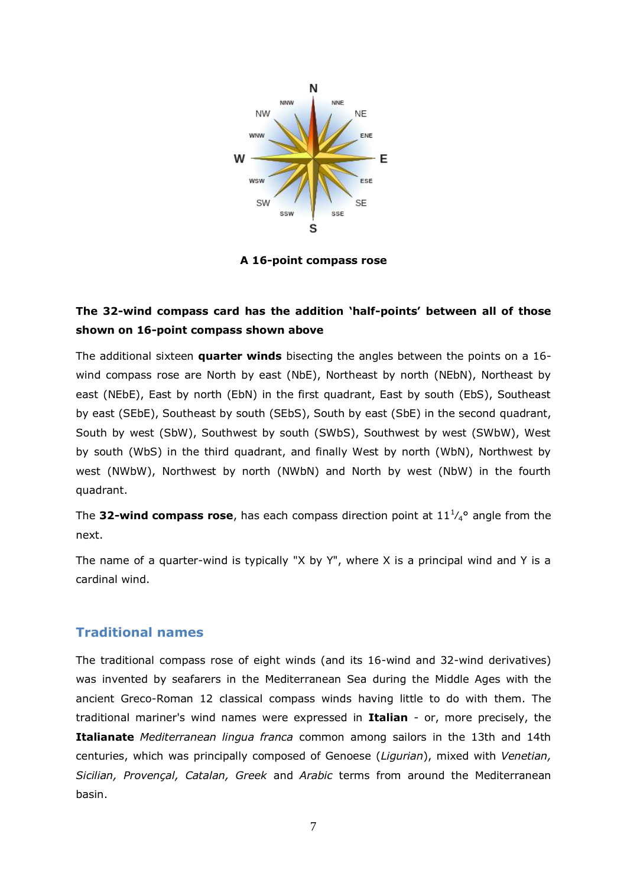**A 16-point compass rose**

**The 32-wind compass card has the addition 'half-points' between all of those shown on 16-point compass shown above**

The additional sixteen **quarter winds** bisecting the angles between the points on a 16-wind compass rose are North by east (NbE), Northeast by north (NEbN), Northeast by east (NEbE), East by north (EbN) in the first quadrant, East by south (EbS), Southeast by east (SEbE), Southeast by south (SEbS), South by east (SbE) in the second quadrant, South by west (SbW), Southwest by south (SWbS), Southwest by west (SWbW), West by south (WbS) in the third quadrant, and finally West by north (WbN), Northwest by west (NWbW), Northwest by north (NWbN) and North by west (NbW) in the fourth quadrant.

The **32-wind compass rose**, has each compass direction point at $11^{1}/_{4}$° angle from the next.

The name of a quarter-wind is typically "X by Y", where X is a principal wind and Y is a cardinal wind.

## Traditional names

The traditional compass rose of eight winds (and its 16-wind and 32-wind derivatives) was invented by seafarers in the Mediterranean Sea during the Middle Ages with the ancient Greco-Roman 12 classical compass winds having little to do with them. The traditional mariner's wind names were expressed in **Italian** - or, more precisely, the **Italianate** *Mediterranean lingua franca* common among sailors in the 13th and 14th centuries, which was principally composed of Genoese (*Ligurian*), mixed with *Venetian, Sicilian, Provençal, Catalan, Greek* and *Arabic* terms from around the Mediterranean basin.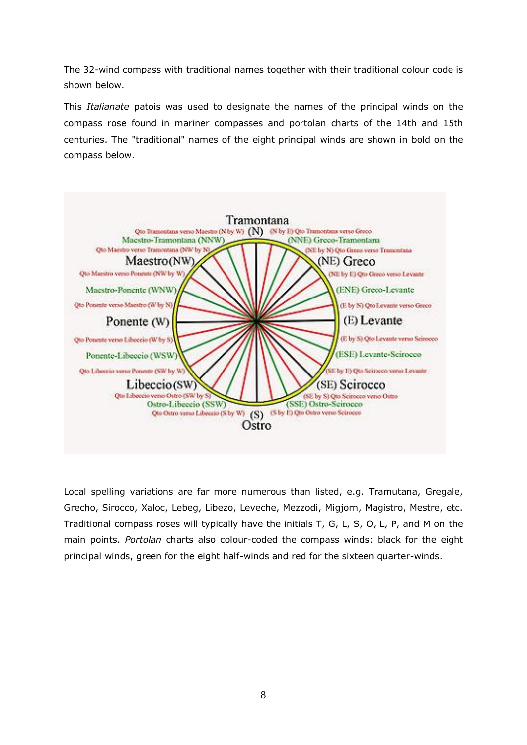The 32-wind compass with traditional names together with their traditional colour code is shown below.

This *Italianate* patois was used to designate the names of the principal winds on the compass rose found in mariner compasses and portolan charts of the 14th and 15th centuries. The "traditional" names of the eight principal winds are shown in bold on the compass below.

Local spelling variations are far more numerous than listed, e.g. Tramutana, Gregale, Grecho, Sirocco, Xaloc, Lebeg, Libezo, Leveche, Mezzodi, Migjorn, Magistro, Mestre, etc. Traditional compass roses will typically have the initials T, G, L, S, O, L, P, and M on the main points. *Portolan* charts also colour-coded the compass winds: black for the eight principal winds, green for the eight half-winds and red for the sixteen quarter-winds.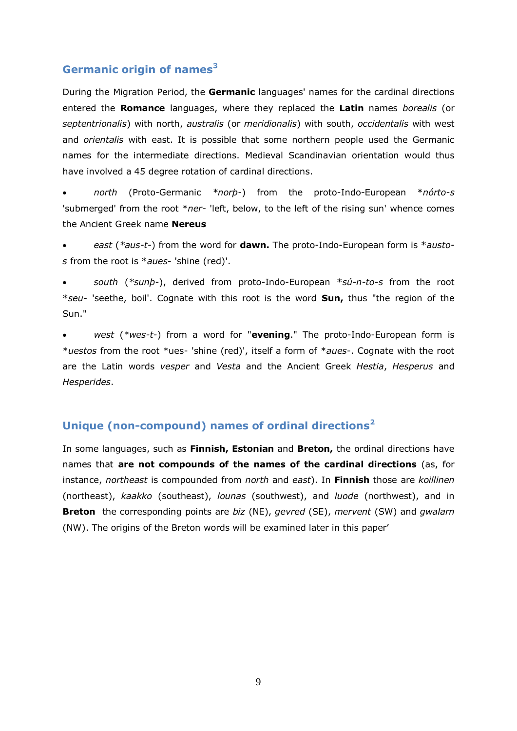## Germanic origin of names[3]

During the Migration Period, the **Germanic** languages' names for the cardinal directions entered the **Romance** languages, where they replaced the **Latin** names *borealis* (or *septentrionalis*) with north, *australis* (or *meridionalis*) with south, *occidentalis* with west and *orientalis* with east. It is possible that some northern people used the Germanic names for the intermediate directions. Medieval Scandinavian orientation would thus have involved a 45 degree rotation of cardinal directions.

- *north* (Proto-Germanic *\*norþ-*) from the proto-Indo-European *\*nórto-s* 'submerged' from the root *\*ner-* 'left, below, to the left of the rising sun' whence comes the Ancient Greek name **Nereus**
- *east* (*\*aus-t-*) from the word for **dawn.** The proto-Indo-European form is *\*austo-s* from the root is *\*aues-* 'shine (red)'.
- *south* (*\*sunþ-*), derived from proto-Indo-European *\*sú-n-to-s* from the root *\*seu-* 'seethe, boil'. Cognate with this root is the word **Sun,** thus "the region of the Sun."
- *west* (*\*wes-t-*) from a word for "**evening**." The proto-Indo-European form is *\*uestos* from the root \*ues- 'shine (red)', itself a form of *\*aues-*. Cognate with the root are the Latin words *vesper* and *Vesta* and the Ancient Greek *Hestia*, *Hesperus* and *Hesperides*.

## Unique (non-compound) names of ordinal directions[2]

In some languages, such as **Finnish, Estonian** and **Breton,** the ordinal directions have names that **are not compounds of the names of the cardinal directions** (as, for instance, *northeast* is compounded from *north* and *east*). In **Finnish** those are *koillinen* (northeast), *kaakko* (southeast), *lounas* (southwest), and *luode* (northwest), and in **Breton** the corresponding points are *biz* (NE), *gevred* (SE), *mervent* (SW) and *gwalarn* (NW). The origins of the Breton words will be examined later in this paper'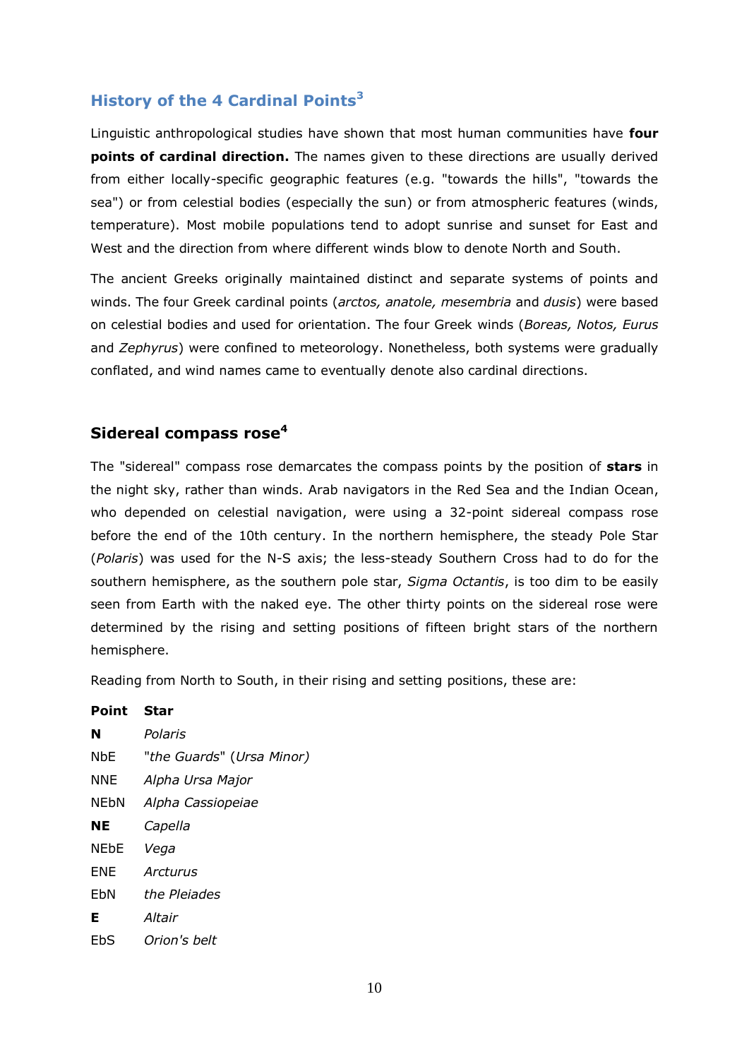## History of the 4 Cardinal Points[3]

Linguistic anthropological studies have shown that most human communities have **four points of cardinal direction.** The names given to these directions are usually derived from either locally-specific geographic features (e.g. "towards the hills", "towards the sea") or from celestial bodies (especially the sun) or from atmospheric features (winds, temperature). Most mobile populations tend to adopt sunrise and sunset for East and West and the direction from where different winds blow to denote North and South.

The ancient Greeks originally maintained distinct and separate systems of points and winds. The four Greek cardinal points (*arctos, anatole, mesembria* and *dusis*) were based on celestial bodies and used for orientation. The four Greek winds (*Boreas, Notos, Eurus* and *Zephyrus*) were confined to meteorology. Nonetheless, both systems were gradually conflated, and wind names came to eventually denote also cardinal directions.

## Sidereal compass rose[4]

The "sidereal" compass rose demarcates the compass points by the position of **stars** in the night sky, rather than winds. Arab navigators in the Red Sea and the Indian Ocean, who depended on celestial navigation, were using a 32-point sidereal compass rose before the end of the 10th century. In the northern hemisphere, the steady Pole Star (*Polaris*) was used for the N-S axis; the less-steady Southern Cross had to do for the southern hemisphere, as the southern pole star, *Sigma Octantis*, is too dim to be easily seen from Earth with the naked eye. The other thirty points on the sidereal rose were determined by the rising and setting positions of fifteen bright stars of the northern hemisphere.

Reading from North to South, in their rising and setting positions, these are:

| Point | Star |
|---|---|
| **N** | *Polaris* |
| NbE | "*the Guards*" (*Ursa Minor)* |
| NNE | *Alpha Ursa Major* |
| NEbN | *Alpha Cassiopeiae* |
| **NE** | *Capella* |
| NEbE | *Vega* |
| ENE | *Arcturus* |
| EbN | *the Pleiades* |
| **E** | *Altair* |
| EbS | *Orion's belt* |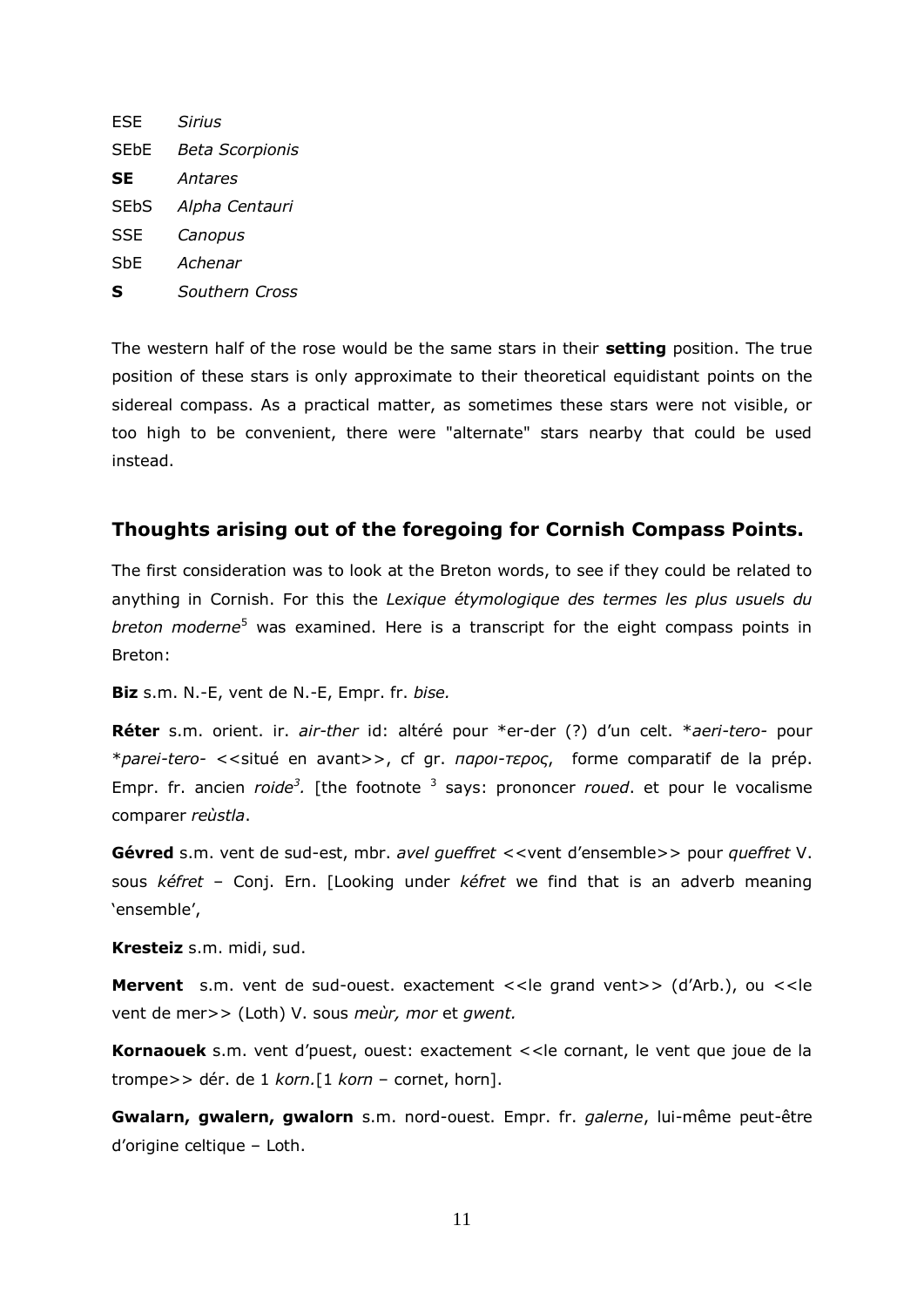| | |
|---|---|
| ESE | *Sirius* |
| SEbE | *Beta Scorpionis* |
| **SE** | *Antares* |
| SEbS | *Alpha Centauri* |
| SSE | *Canopus* |
| SbE | *Achenar* |
| **S** | *Southern Cross* |

The western half of the rose would be the same stars in their **setting** position. The true position of these stars is only approximate to their theoretical equidistant points on the sidereal compass. As a practical matter, as sometimes these stars were not visible, or too high to be convenient, there were "alternate" stars nearby that could be used instead.

## Thoughts arising out of the foregoing for Cornish Compass Points.

The first consideration was to look at the Breton words, to see if they could be related to anything in Cornish. For this the *Lexique étymologique des termes les plus usuels du breton moderne*[5] was examined. Here is a transcript for the eight compass points in Breton:

**Biz** s.m. N.-E, vent de N.-E, Empr. fr. *bise.*

**Réter** s.m. orient. ir. *air-ther* id: altéré pour *er-der (?) d'un celt. **aeri-tero-* pour **parei-tero-* <<situé en avant>>, cf gr. *παροι-τερος*, forme comparatif de la prép. Empr. fr. ancien *roide*[3]. [the footnote [3] says: prononcer *roued*. et pour le vocalisme comparer *reùstla*.

**Gévred** s.m. vent de sud-est, mbr. *avel gueffret* <<vent d'ensemble>> pour *queffret* V. sous *kéfret* – Conj. Ern. [Looking under *kéfret* we find that is an adverb meaning 'ensemble',

**Kresteiz** s.m. midi, sud.

**Mervent** s.m. vent de sud-ouest. exactement <<le grand vent>> (d'Arb.), ou <<le vent de mer>> (Loth) V. sous *meùr, mor* et *gwent.*

**Kornaouek** s.m. vent d'puest, ouest: exactement <<le cornant, le vent que joue de la trompe>> dér. de 1 *korn.*[1 *korn* – cornet, horn].

**Gwalarn, gwalern, gwalorn** s.m. nord-ouest. Empr. fr. *galerne*, lui-même peut-être d'origine celtique – Loth.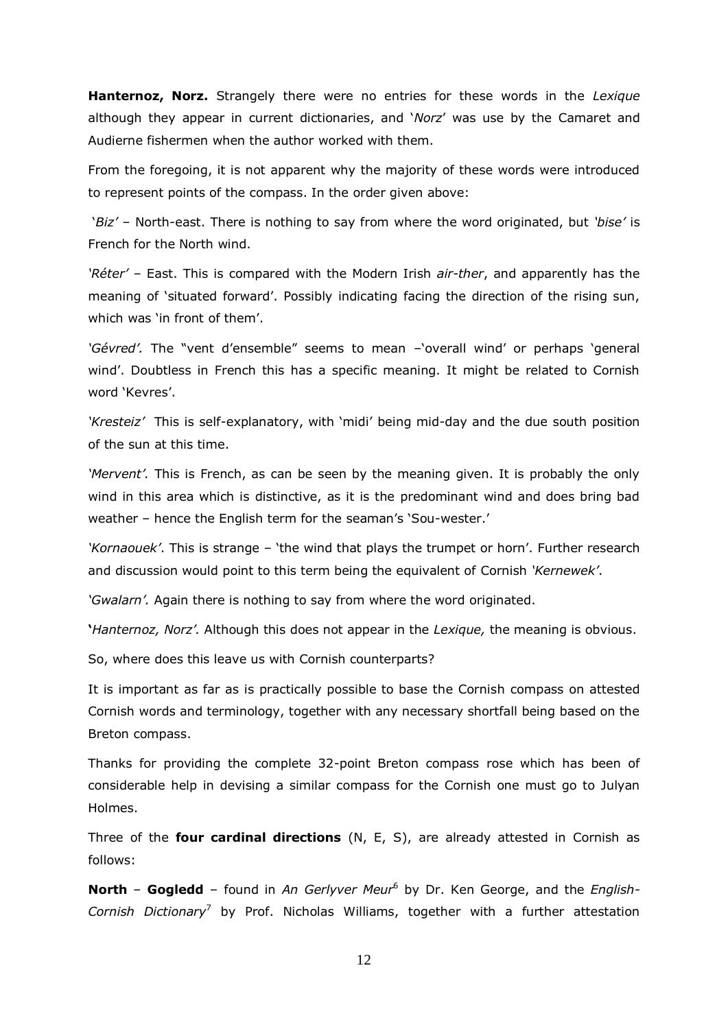**Hanternoz, Norz.** Strangely there were no entries for these words in the *Lexique* although they appear in current dictionaries, and '*Norz*' was use by the Camaret and Audierne fishermen when the author worked with them.

From the foregoing, it is not apparent why the majority of these words were introduced to represent points of the compass. In the order given above:

'*Biz'* – North-east. There is nothing to say from where the word originated, but *'bise'* is French for the North wind.

*'Réter'* – East. This is compared with the Modern Irish *air-ther*, and apparently has the meaning of 'situated forward'. Possibly indicating facing the direction of the rising sun, which was 'in front of them'.

*'Gévred'.* The "vent d'ensemble" seems to mean –'overall wind' or perhaps 'general wind'. Doubtless in French this has a specific meaning. It might be related to Cornish word 'Kevres'.

*'Kresteiz'* This is self-explanatory, with 'midi' being mid-day and the due south position of the sun at this time.

*'Mervent'.* This is French, as can be seen by the meaning given. It is probably the only wind in this area which is distinctive, as it is the predominant wind and does bring bad weather – hence the English term for the seaman's 'Sou-wester.'

*'Kornaouek'*. This is strange – 'the wind that plays the trumpet or horn'. Further research and discussion would point to this term being the equivalent of Cornish *'Kernewek'*.

*'Gwalarn'.* Again there is nothing to say from where the word originated.

**'***Hanternoz, Norz'.* Although this does not appear in the *Lexique,* the meaning is obvious.

So, where does this leave us with Cornish counterparts?

It is important as far as is practically possible to base the Cornish compass on attested Cornish words and terminology, together with any necessary shortfall being based on the Breton compass.

Thanks for providing the complete 32-point Breton compass rose which has been of considerable help in devising a similar compass for the Cornish one must go to Julyan Holmes.

Three of the **four cardinal directions** (N, E, S), are already attested in Cornish as follows:

**North** – **Gogledd** – found in *An Gerlyver Meur*[6] by Dr. Ken George, and the *English-Cornish Dictionary*[7] by Prof. Nicholas Williams, together with a further attestation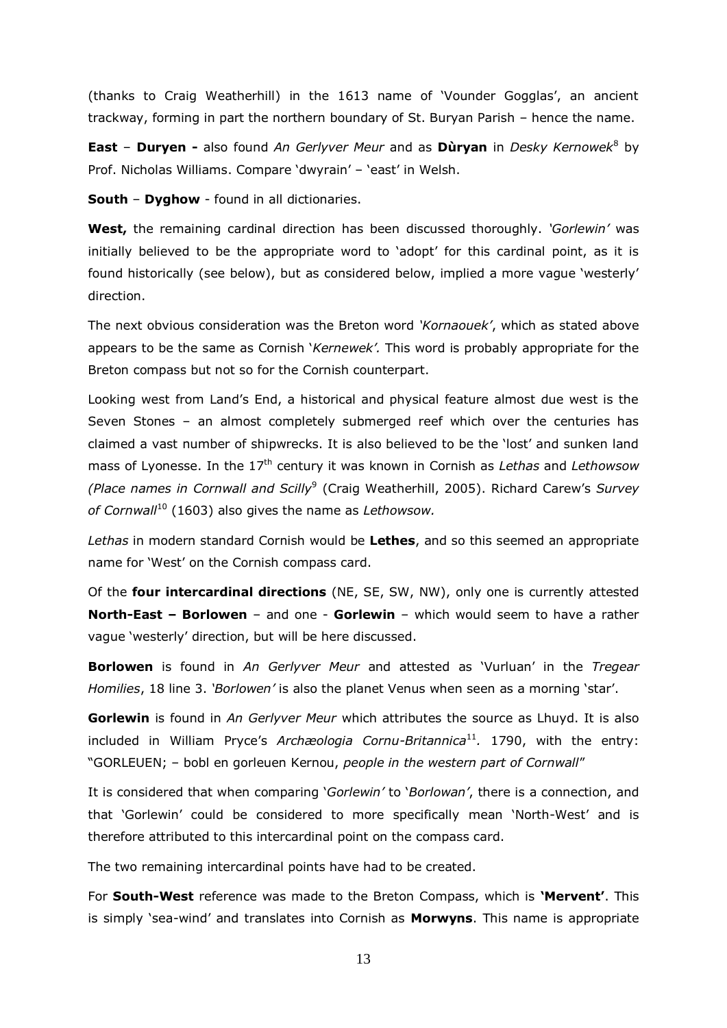(thanks to Craig Weatherhill) in the 1613 name of 'Vounder Gogglas', an ancient trackway, forming in part the northern boundary of St. Buryan Parish – hence the name.

**East** – **Duryen -** also found *An Gerlyver Meur* and as **Dùryan** in *Desky Kernowek*[8] by Prof. Nicholas Williams. Compare 'dwyrain' – 'east' in Welsh.

**South** – **Dyghow** - found in all dictionaries.

**West,** the remaining cardinal direction has been discussed thoroughly. *'Gorlewin'* was initially believed to be the appropriate word to 'adopt' for this cardinal point, as it is found historically (see below), but as considered below, implied a more vague 'westerly' direction.

The next obvious consideration was the Breton word *'Kornaouek'*, which as stated above appears to be the same as Cornish '*Kernewek'.* This word is probably appropriate for the Breton compass but not so for the Cornish counterpart.

Looking west from Land's End, a historical and physical feature almost due west is the Seven Stones – an almost completely submerged reef which over the centuries has claimed a vast number of shipwrecks. It is also believed to be the 'lost' and sunken land mass of Lyonesse. In the 17th century it was known in Cornish as *Lethas* and *Lethowsow (Place names in Cornwall and Scilly*[9] (Craig Weatherhill, 2005). Richard Carew's *Survey of Cornwall*[10] (1603) also gives the name as *Lethowsow.*

*Lethas* in modern standard Cornish would be **Lethes**, and so this seemed an appropriate name for 'West' on the Cornish compass card.

Of the **four intercardinal directions** (NE, SE, SW, NW), only one is currently attested **North-East – Borlowen** – and one - **Gorlewin** – which would seem to have a rather vague 'westerly' direction, but will be here discussed.

**Borlowen** is found in *An Gerlyver Meur* and attested as 'Vurluan' in the *Tregear Homilies*, 18 line 3. *'Borlowen'* is also the planet Venus when seen as a morning 'star'.

**Gorlewin** is found in *An Gerlyver Meur* which attributes the source as Lhuyd. It is also included in William Pryce's *Archæologia Cornu-Britannica*[11]. 1790, with the entry: "GORLEUEN; – bobl en gorleuen Kernou, *people in the western part of Cornwall*"

It is considered that when comparing '*Gorlewin'* to '*Borlowan'*, there is a connection, and that 'Gorlewin' could be considered to more specifically mean 'North-West' and is therefore attributed to this intercardinal point on the compass card.

The two remaining intercardinal points have had to be created.

For **South-West** reference was made to the Breton Compass, which is **'Mervent'**. This is simply 'sea-wind' and translates into Cornish as **Morwyns**. This name is appropriate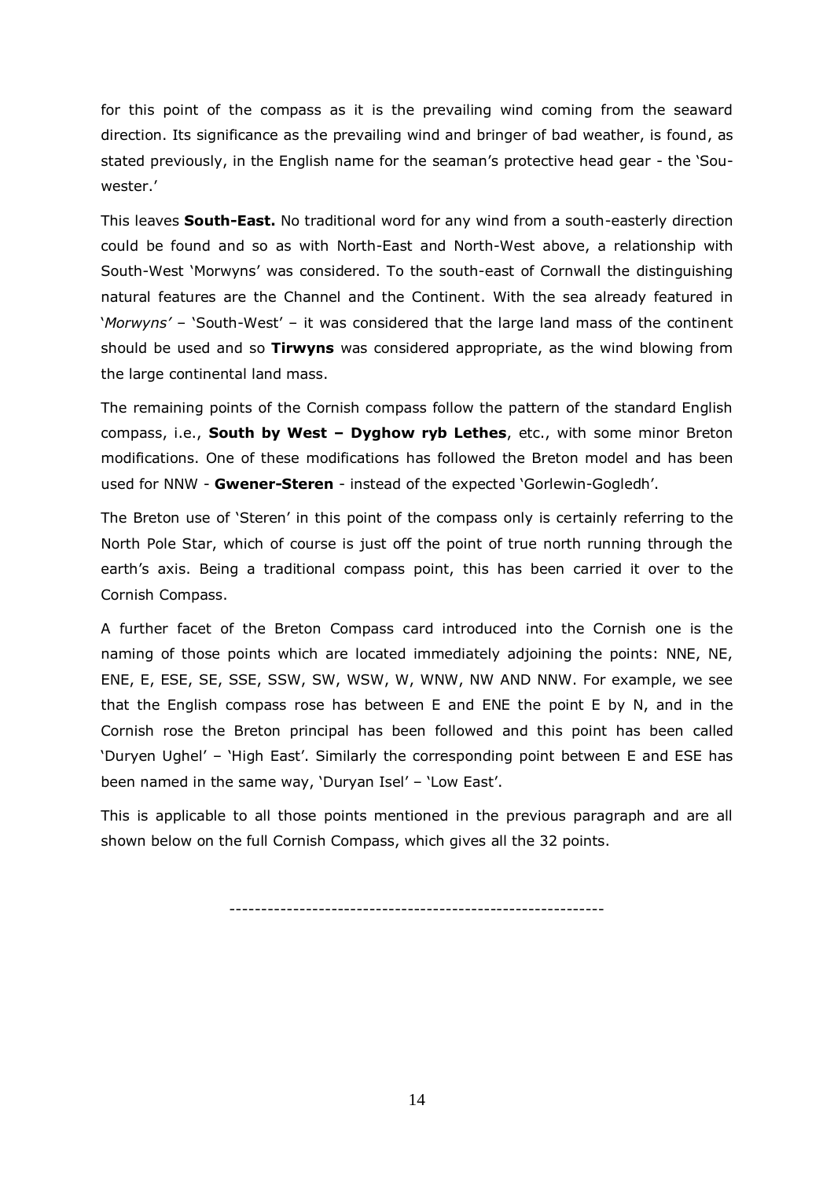for this point of the compass as it is the prevailing wind coming from the seaward direction. Its significance as the prevailing wind and bringer of bad weather, is found, as stated previously, in the English name for the seaman's protective head gear - the 'Sou-wester.'

This leaves **South-East.** No traditional word for any wind from a south-easterly direction could be found and so as with North-East and North-West above, a relationship with South-West 'Morwyns' was considered. To the south-east of Cornwall the distinguishing natural features are the Channel and the Continent. With the sea already featured in '*Morwyns'* – 'South-West' – it was considered that the large land mass of the continent should be used and so **Tirwyns** was considered appropriate, as the wind blowing from the large continental land mass.

The remaining points of the Cornish compass follow the pattern of the standard English compass, i.e., **South by West – Dyghow ryb Lethes**, etc., with some minor Breton modifications. One of these modifications has followed the Breton model and has been used for NNW - **Gwener-Steren** - instead of the expected 'Gorlewin-Gogledh'.

The Breton use of 'Steren' in this point of the compass only is certainly referring to the North Pole Star, which of course is just off the point of true north running through the earth's axis. Being a traditional compass point, this has been carried it over to the Cornish Compass.

A further facet of the Breton Compass card introduced into the Cornish one is the naming of those points which are located immediately adjoining the points: NNE, NE, ENE, E, ESE, SE, SSE, SSW, SW, WSW, W, WNW, NW AND NNW. For example, we see that the English compass rose has between E and ENE the point E by N, and in the Cornish rose the Breton principal has been followed and this point has been called 'Duryen Ughel' – 'High East'. Similarly the corresponding point between E and ESE has been named in the same way, 'Duryan Isel' – 'Low East'.

This is applicable to all those points mentioned in the previous paragraph and are all shown below on the full Cornish Compass, which gives all the 32 points.

---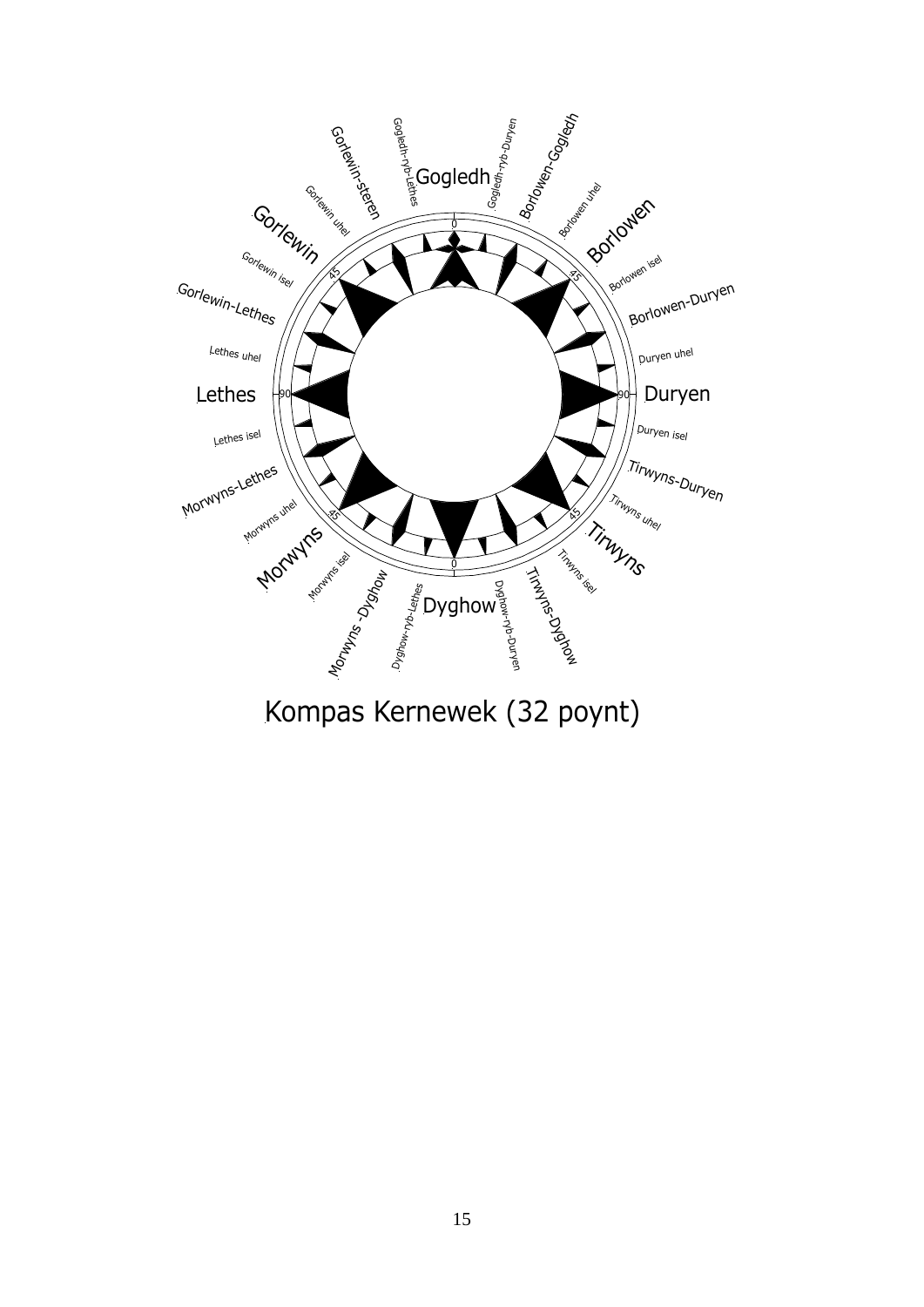Gogledh
Gogledh-ryb-Duryen
Borlowen-Gogledh
Borlowen uhel
Borlowen
Borlowen isel
Borlowen-Duryen
Duryen uhel
Duryen
Duryen isel
Tirwyns-Duryen
Tirwyns uhel
Tirwyns
Tirwyns isel
Tirwyns-Dyghow
Dyghow-ryb-Duryen
Dyghow
Dyghow-ryb-Lethes
Morwyns -Dyghow
Morwyns isel
Morwyns
Morwyns uhel
Morwyns-Lethes
Lethes isel
Lethes
Lethes uhel
Gorlewin-Lethes
Gorlewin isel
Gorlewin
Gorlewin uhel
Gorlewin-steren
Gogledh-ryb-Lethes

Kompas Kernewek (32 poynt)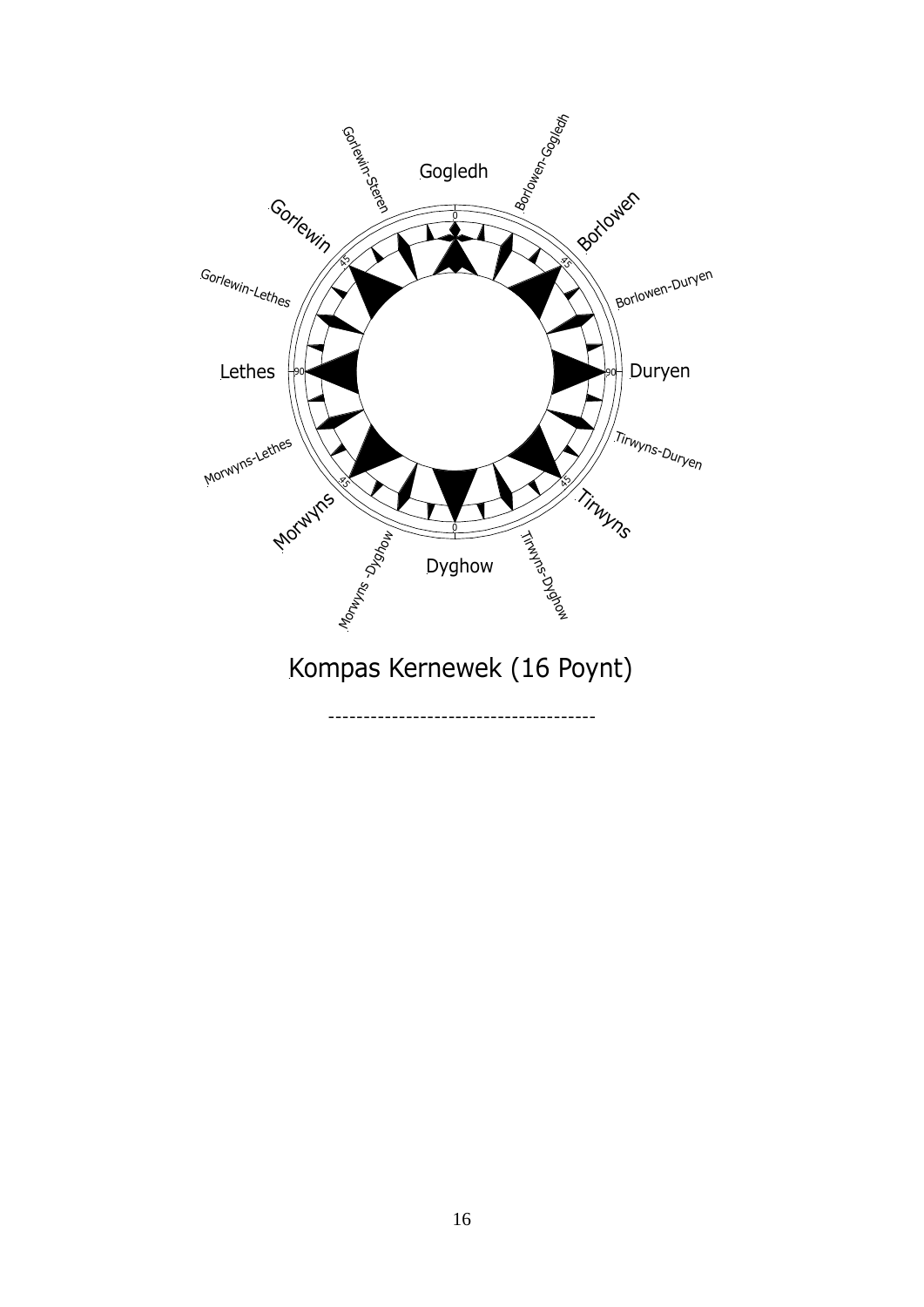Gogledh

Borlowen-Gogledh

Borlowen

Borlowen-Duryen

Duryen

Tirwyns-Duryen

Tirwyns

Tirwyns-Dyghow

Dyghow

Morwyns -Dyghow

Morwyns

Morwyns-Lethes

Lethes

Gorlewin-Lethes

Gorlewin

Gorlewin-Steren

Kompas Kernewek (16 Poynt)

-------------------------------------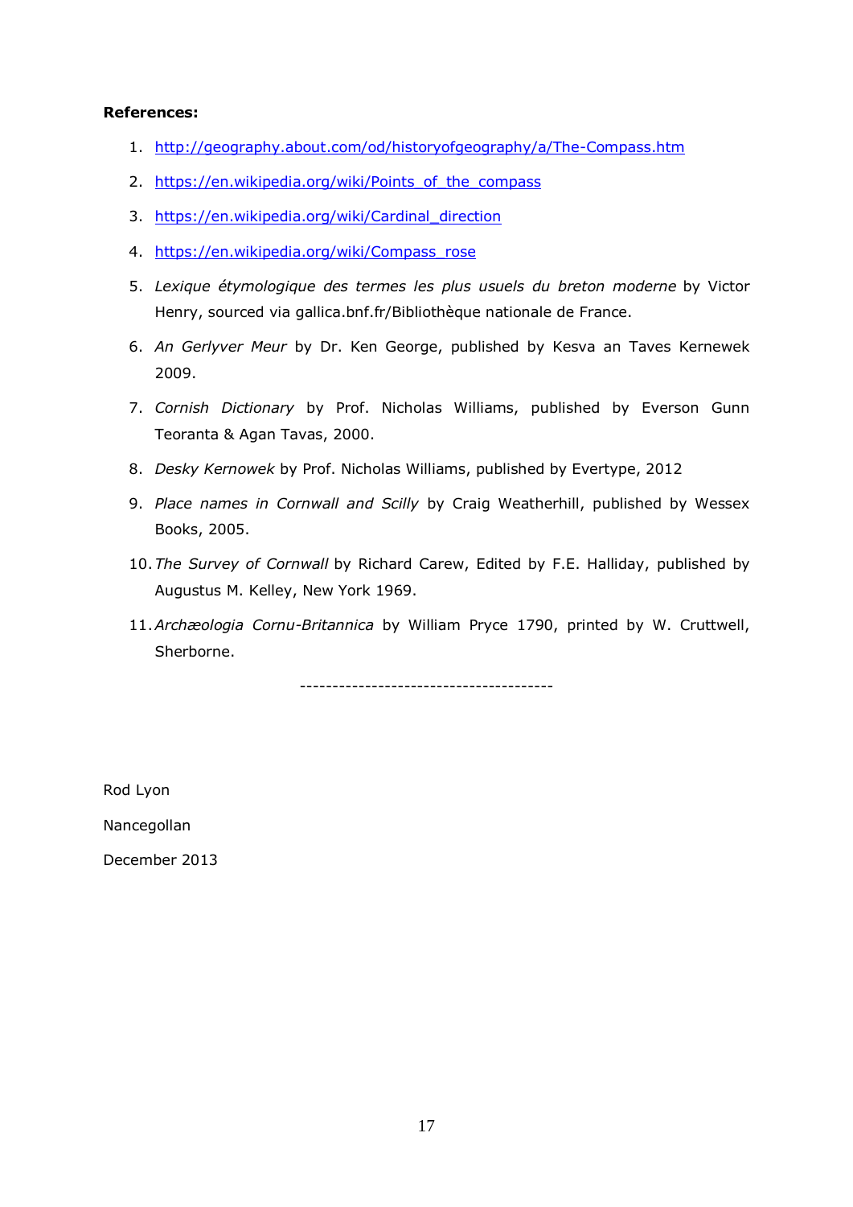**References:**

1. http://geography.about.com/od/historyofgeography/a/The-Compass.htm
2. https://en.wikipedia.org/wiki/Points_of_the_compass
3. https://en.wikipedia.org/wiki/Cardinal_direction
4. https://en.wikipedia.org/wiki/Compass_rose
5. *Lexique étymologique des termes les plus usuels du breton moderne* by Victor Henry, sourced via gallica.bnf.fr/Bibliothèque nationale de France.
6. *An Gerlyver Meur* by Dr. Ken George, published by Kesva an Taves Kernewek 2009.
7. *Cornish Dictionary* by Prof. Nicholas Williams, published by Everson Gunn Teoranta & Agan Tavas, 2000.
8. *Desky Kernowek* by Prof. Nicholas Williams, published by Evertype, 2012
9. *Place names in Cornwall and Scilly* by Craig Weatherhill, published by Wessex Books, 2005.
10. *The Survey of Cornwall* by Richard Carew, Edited by F.E. Halliday, published by Augustus M. Kelley, New York 1969.
11. *Archæologia Cornu-Britannica* by William Pryce 1790, printed by W. Cruttwell, Sherborne.

---------------------------------------

Rod Lyon

Nancegollan

December 2013